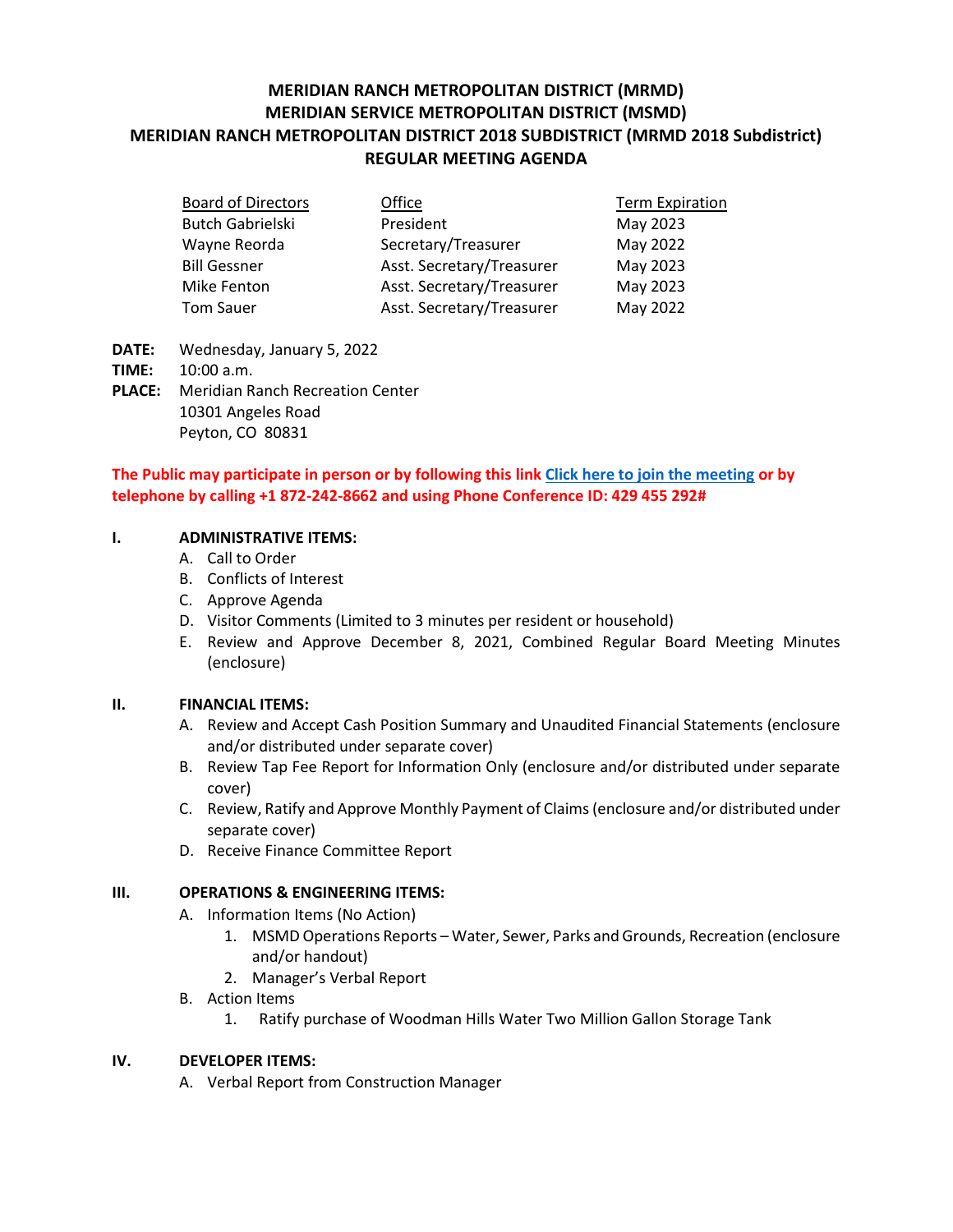# MERIDIAN RANCH METROPOLITAN DISTRICT (MRMD)
# MERIDIAN SERVICE METROPOLITAN DISTRICT (MSMD)
# MERIDIAN RANCH METROPOLITAN DISTRICT 2018 SUBDISTRICT (MRMD 2018 Subdistrict)
# REGULAR MEETING AGENDA

| Board of Directors | Office | Term Expiration |
|---|---|---|
| Butch Gabrielski | President | May 2023 |
| Wayne Reorda | Secretary/Treasurer | May 2022 |
| Bill Gessner | Asst. Secretary/Treasurer | May 2023 |
| Mike Fenton | Asst. Secretary/Treasurer | May 2023 |
| Tom Sauer | Asst. Secretary/Treasurer | May 2022 |

**DATE:** Wednesday, January 5, 2022

**TIME:** 10:00 a.m.

**PLACE:** Meridian Ranch Recreation Center
10301 Angeles Road
Peyton, CO 80831

**The Public may participate in person or by following this link Click here to join the meeting or by telephone by calling +1 872-242-8662 and using Phone Conference ID: 429 455 292#**

## I. ADMINISTRATIVE ITEMS:

A. Call to Order
B. Conflicts of Interest
C. Approve Agenda
D. Visitor Comments (Limited to 3 minutes per resident or household)
E. Review and Approve December 8, 2021, Combined Regular Board Meeting Minutes (enclosure)

## II. FINANCIAL ITEMS:

A. Review and Accept Cash Position Summary and Unaudited Financial Statements (enclosure and/or distributed under separate cover)
B. Review Tap Fee Report for Information Only (enclosure and/or distributed under separate cover)
C. Review, Ratify and Approve Monthly Payment of Claims (enclosure and/or distributed under separate cover)
D. Receive Finance Committee Report

## III. OPERATIONS & ENGINEERING ITEMS:

A. Information Items (No Action)
   1. MSMD Operations Reports – Water, Sewer, Parks and Grounds, Recreation (enclosure and/or handout)
   2. Manager's Verbal Report
B. Action Items
   1. Ratify purchase of Woodman Hills Water Two Million Gallon Storage Tank

## IV. DEVELOPER ITEMS:

A. Verbal Report from Construction Manager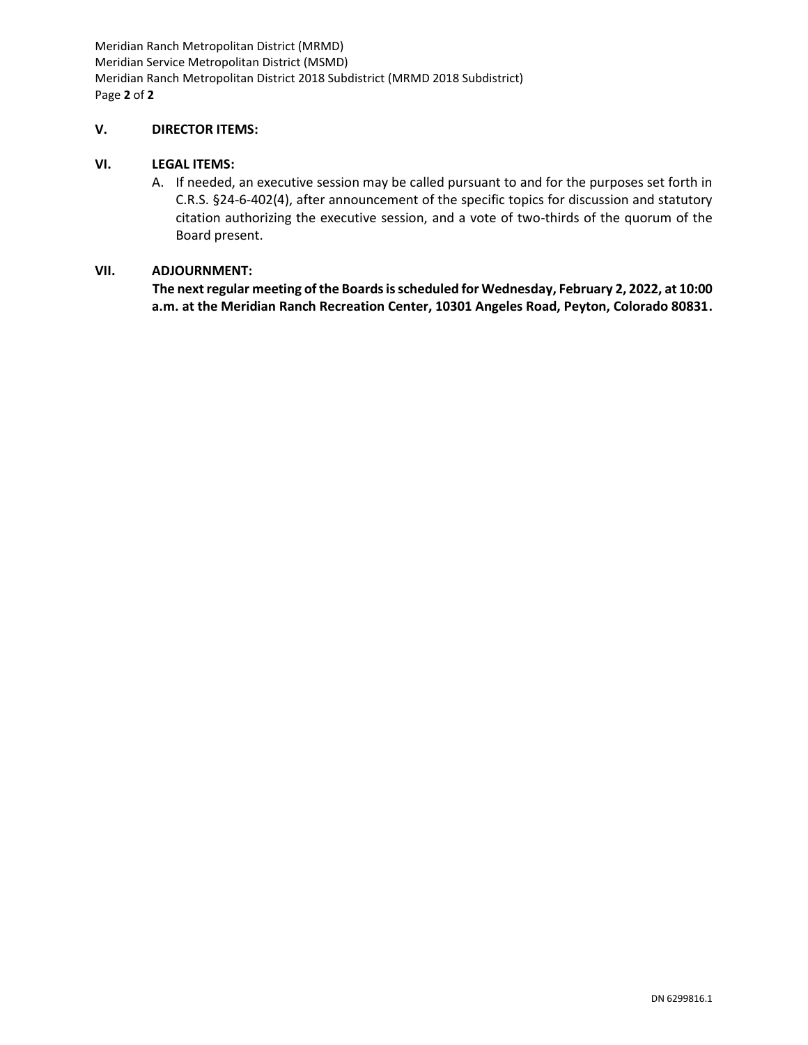## V. DIRECTOR ITEMS:

## VI. LEGAL ITEMS:

A. If needed, an executive session may be called pursuant to and for the purposes set forth in C.R.S. §24-6-402(4), after announcement of the specific topics for discussion and statutory citation authorizing the executive session, and a vote of two-thirds of the quorum of the Board present.

## VII. ADJOURNMENT:

**The next regular meeting of the Boards is scheduled for Wednesday, February 2, 2022, at 10:00 a.m. at the Meridian Ranch Recreation Center, 10301 Angeles Road, Peyton, Colorado 80831.**

DN 6299816.1